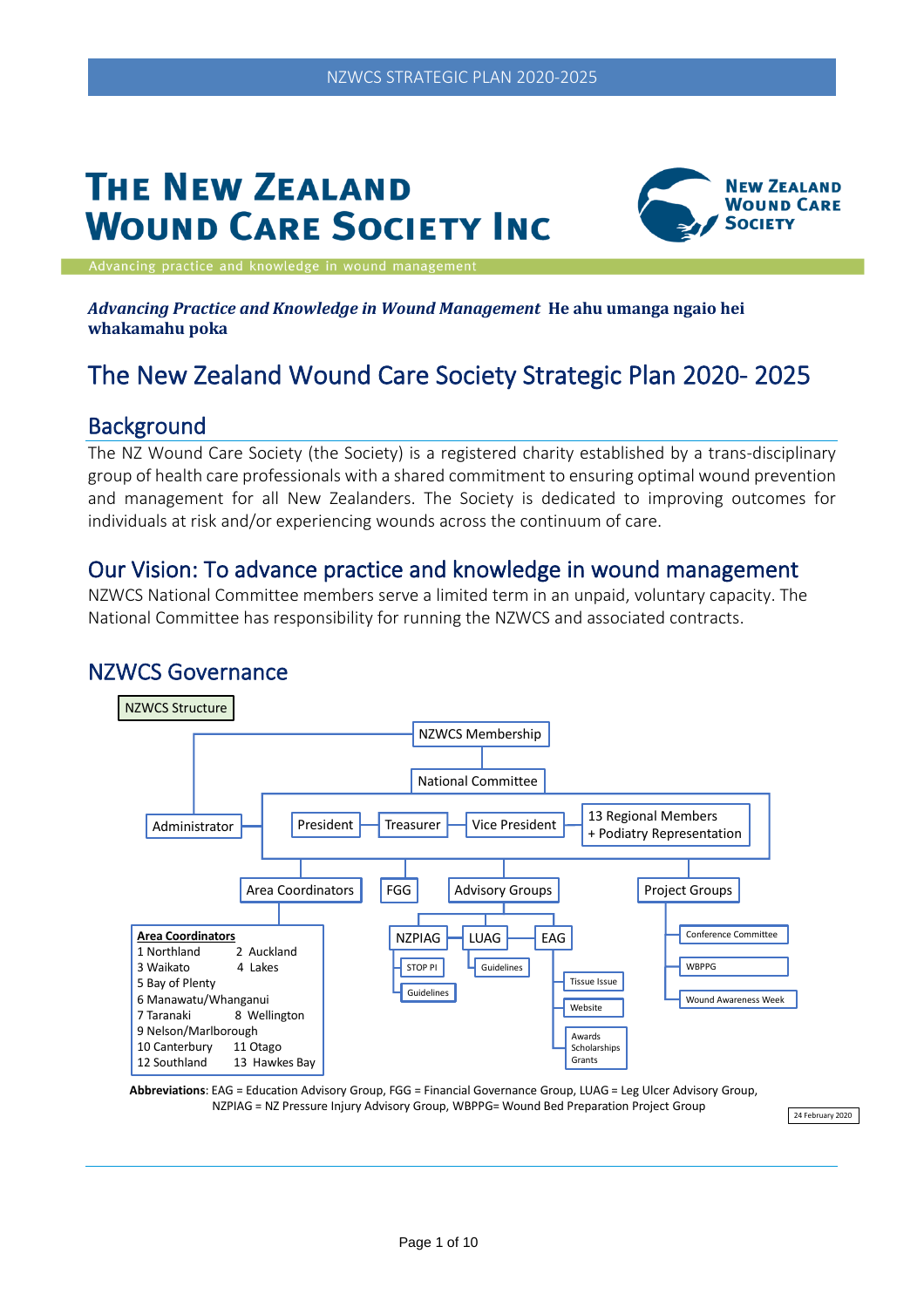# The New Zealand Wound Care Society Inc

Advancing practice and knowledge in wound management

***Advancing Practice and Knowledge in Wound Management*** **He ahu umanga ngaio hei whakamahu poka**

# The New Zealand Wound Care Society Strategic Plan 2020- 2025

## Background

The NZ Wound Care Society (the Society) is a registered charity established by a trans-disciplinary group of health care professionals with a shared commitment to ensuring optimal wound prevention and management for all New Zealanders. The Society is dedicated to improving outcomes for individuals at risk and/or experiencing wounds across the continuum of care.

## Our Vision: To advance practice and knowledge in wound management

NZWCS National Committee members serve a limited term in an unpaid, voluntary capacity. The National Committee has responsibility for running the NZWCS and associated contracts.

## NZWCS Governance

NZWCS Structure

- NZWCS Membership
  - Administrator
  - National Committee
    - President
    - Treasurer
    - Vice President
    - 13 Regional Members + Podiatry Representation
    - Area Coordinators
      - **Area Coordinators**
        - 1 Northland
        - 2 Auckland
        - 3 Waikato
        - 4 Lakes
        - 5 Bay of Plenty
        - 6 Manawatu/Whanganui
        - 7 Taranaki
        - 8 Wellington
        - 9 Nelson/Marlborough
        - 10 Canterbury
        - 11 Otago
        - 12 Southland
        - 13 Hawkes Bay
    - FGG
    - Advisory Groups
      - NZPIAG
        - STOP PI
        - Guidelines
      - LUAG
        - Guidelines
      - EAG
        - Tissue Issue
        - Website
        - Awards Scholarships Grants
    - Project Groups
      - Conference Committee
      - WBPPG
      - Wound Awareness Week

**Abbreviations**: EAG = Education Advisory Group, FGG = Financial Governance Group, LUAG = Leg Ulcer Advisory Group, NZPIAG = NZ Pressure Injury Advisory Group, WBPPG= Wound Bed Preparation Project Group

24 February 2020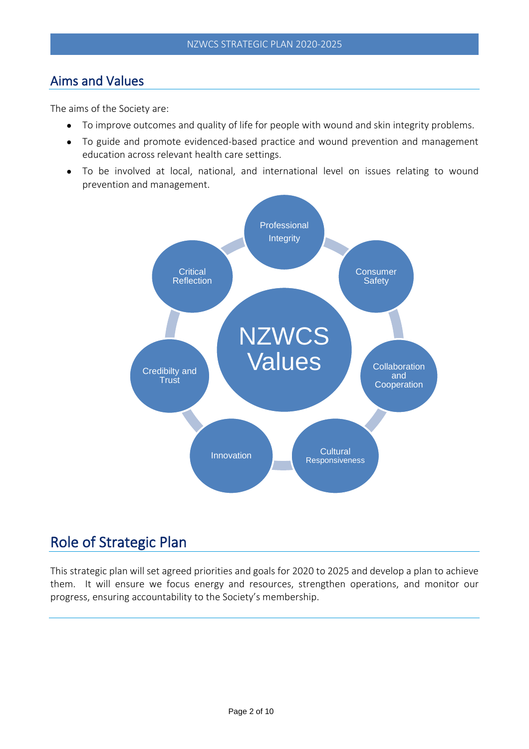## Aims and Values

The aims of the Society are:

- To improve outcomes and quality of life for people with wound and skin integrity problems.
- To guide and promote evidenced-based practice and wound prevention and management education across relevant health care settings.
- To be involved at local, national, and international level on issues relating to wound prevention and management.

NZWCS Values

- Professional Integrity
- Consumer Safety
- Collaboration and Cooperation
- Cultural Responsiveness
- Innovation
- Credibilty and Trust
- Critical Reflection

## Role of Strategic Plan

This strategic plan will set agreed priorities and goals for 2020 to 2025 and develop a plan to achieve them. It will ensure we focus energy and resources, strengthen operations, and monitor our progress, ensuring accountability to the Society's membership.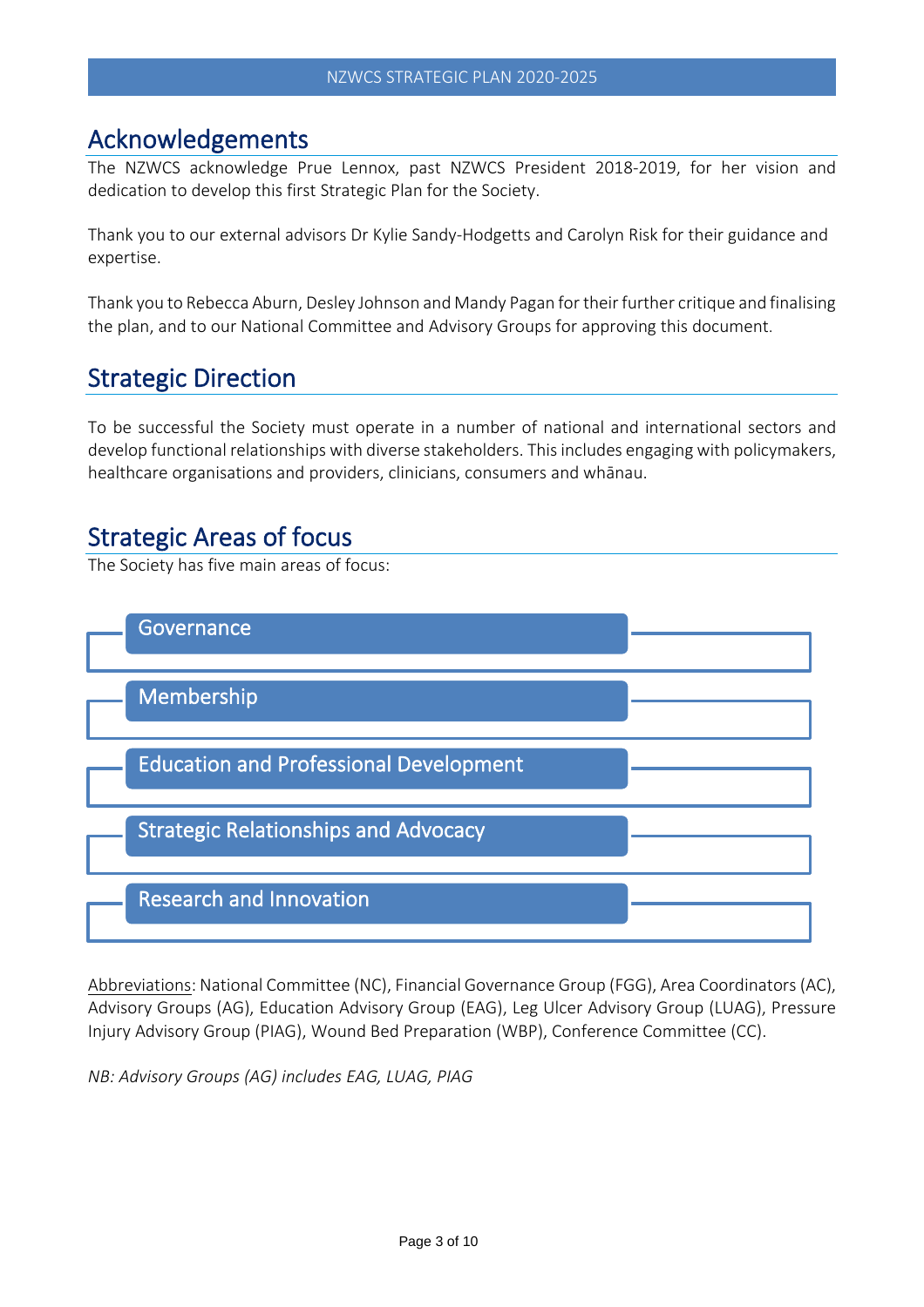## Acknowledgements

The NZWCS acknowledge Prue Lennox, past NZWCS President 2018-2019, for her vision and dedication to develop this first Strategic Plan for the Society.

Thank you to our external advisors Dr Kylie Sandy-Hodgetts and Carolyn Risk for their guidance and expertise.

Thank you to Rebecca Aburn, Desley Johnson and Mandy Pagan for their further critique and finalising the plan, and to our National Committee and Advisory Groups for approving this document.

## Strategic Direction

To be successful the Society must operate in a number of national and international sectors and develop functional relationships with diverse stakeholders. This includes engaging with policymakers, healthcare organisations and providers, clinicians, consumers and whānau.

## Strategic Areas of focus

The Society has five main areas of focus:

- Governance
- Membership
- Education and Professional Development
- Strategic Relationships and Advocacy
- Research and Innovation

Abbreviations: National Committee (NC), Financial Governance Group (FGG), Area Coordinators (AC), Advisory Groups (AG), Education Advisory Group (EAG), Leg Ulcer Advisory Group (LUAG), Pressure Injury Advisory Group (PIAG), Wound Bed Preparation (WBP), Conference Committee (CC).

*NB: Advisory Groups (AG) includes EAG, LUAG, PIAG*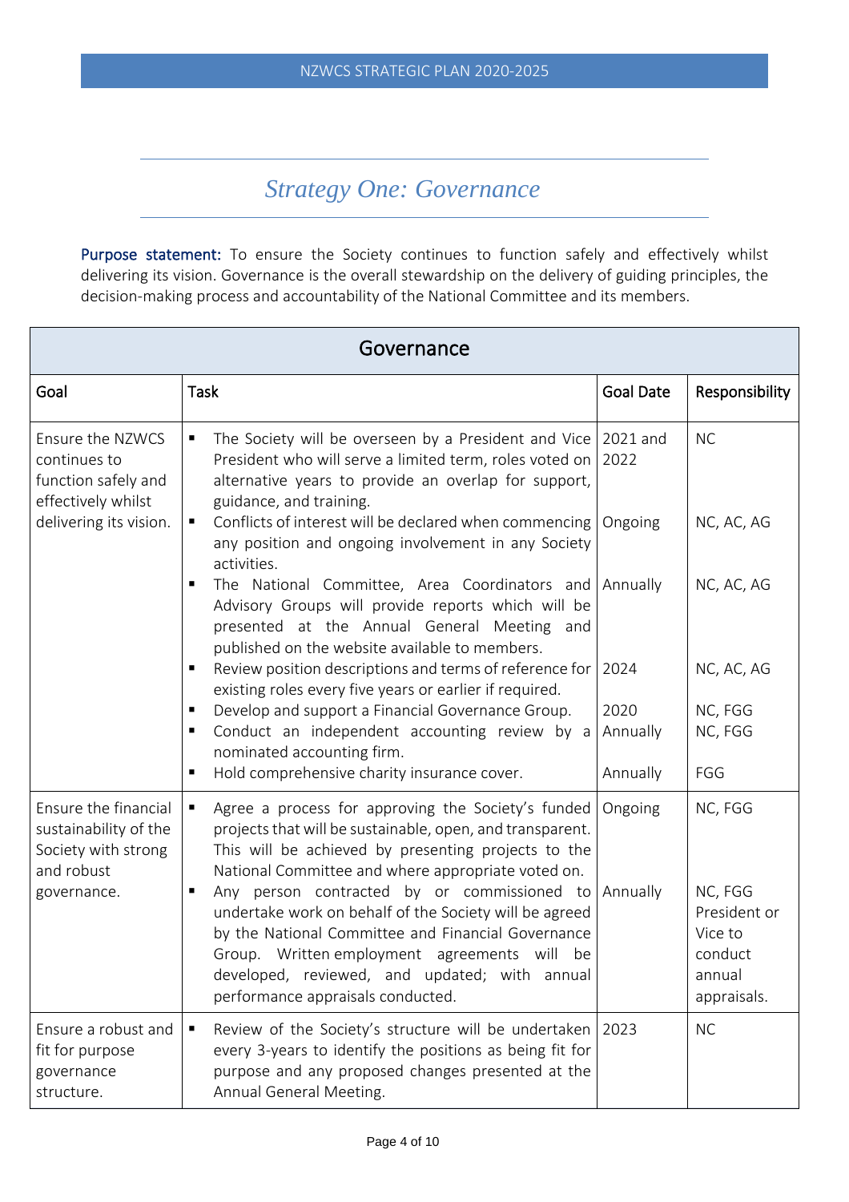# Strategy One: Governance

**Purpose statement:** To ensure the Society continues to function safely and effectively whilst delivering its vision. Governance is the overall stewardship on the delivery of guiding principles, the decision-making process and accountability of the National Committee and its members.

| Governance | | | |
|---|---|---|---|
| **Goal** | **Task** | **Goal Date** | **Responsibility** |
| Ensure the NZWCS continues to function safely and effectively whilst delivering its vision. | ▪ The Society will be overseen by a President and Vice President who will serve a limited term, roles voted on alternative years to provide an overlap for support, guidance, and training.<br>▪ Conflicts of interest will be declared when commencing any position and ongoing involvement in any Society activities.<br>▪ The National Committee, Area Coordinators and Advisory Groups will provide reports which will be presented at the Annual General Meeting and published on the website available to members.<br>▪ Review position descriptions and terms of reference for existing roles every five years or earlier if required.<br>▪ Develop and support a Financial Governance Group.<br>▪ Conduct an independent accounting review by a nominated accounting firm.<br>▪ Hold comprehensive charity insurance cover. | 2021 and 2022<br><br>Ongoing<br><br>Annually<br><br>2024<br><br>2020<br>Annually<br><br>Annually | NC<br><br>NC, AC, AG<br><br>NC, AC, AG<br><br>NC, AC, AG<br><br>NC, FGG<br>NC, FGG<br><br>FGG |
| Ensure the financial sustainability of the Society with strong and robust governance. | ▪ Agree a process for approving the Society's funded projects that will be sustainable, open, and transparent. This will be achieved by presenting projects to the National Committee and where appropriate voted on.<br>▪ Any person contracted by or commissioned to undertake work on behalf of the Society will be agreed by the National Committee and Financial Governance Group. Written employment agreements will be developed, reviewed, and updated; with annual performance appraisals conducted. | Ongoing<br><br>Annually | NC, FGG<br><br>NC, FGG President or Vice to conduct annual appraisals. |
| Ensure a robust and fit for purpose governance structure. | ▪ Review of the Society's structure will be undertaken every 3-years to identify the positions as being fit for purpose and any proposed changes presented at the Annual General Meeting. | 2023 | NC |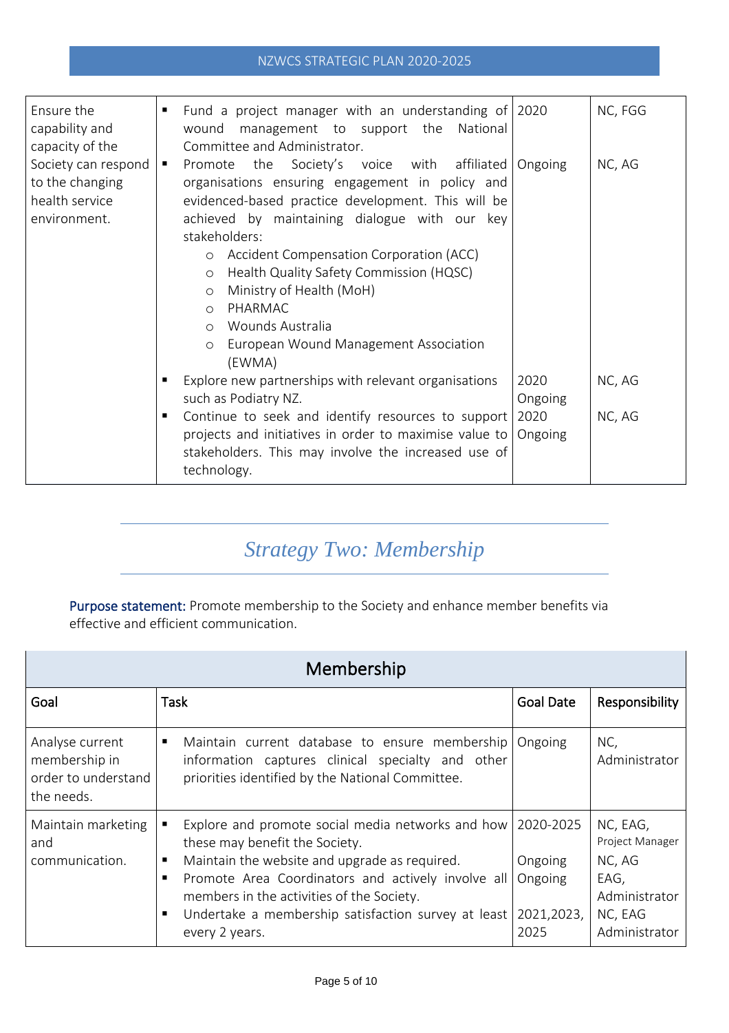| Goal | Task | Goal Date | Responsibility |
|---|---|---|---|
| Ensure the capability and capacity of the Society can respond to the changing health service environment. | ▪ Fund a project manager with an understanding of wound management to support the National Committee and Administrator. | 2020 | NC, FGG |
| | ▪ Promote the Society's voice with affiliated organisations ensuring engagement in policy and evidenced-based practice development. This will be achieved by maintaining dialogue with our key stakeholders:<br>○ Accident Compensation Corporation (ACC)<br>○ Health Quality Safety Commission (HQSC)<br>○ Ministry of Health (MoH)<br>○ PHARMAC<br>○ Wounds Australia<br>○ European Wound Management Association (EWMA) | Ongoing | NC, AG |
| | ▪ Explore new partnerships with relevant organisations such as Podiatry NZ. | 2020 Ongoing | NC, AG |
| | ▪ Continue to seek and identify resources to support projects and initiatives in order to maximise value to stakeholders. This may involve the increased use of technology. | 2020 Ongoing | NC, AG |

## *Strategy Two: Membership*

**Purpose statement:** Promote membership to the Society and enhance member benefits via effective and efficient communication.

| Membership | | | |
|---|---|---|---|
| **Goal** | **Task** | **Goal Date** | **Responsibility** |
| Analyse current membership in order to understand the needs. | ▪ Maintain current database to ensure membership information captures clinical specialty and other priorities identified by the National Committee. | Ongoing | NC, Administrator |
| Maintain marketing and communication. | ▪ Explore and promote social media networks and how these may benefit the Society. | 2020-2025 | NC, EAG, Project Manager |
| | ▪ Maintain the website and upgrade as required. | Ongoing | NC, AG |
| | ▪ Promote Area Coordinators and actively involve all members in the activities of the Society. | Ongoing | EAG, Administrator |
| | ▪ Undertake a membership satisfaction survey at least every 2 years. | 2021,2023, 2025 | NC, EAG Administrator |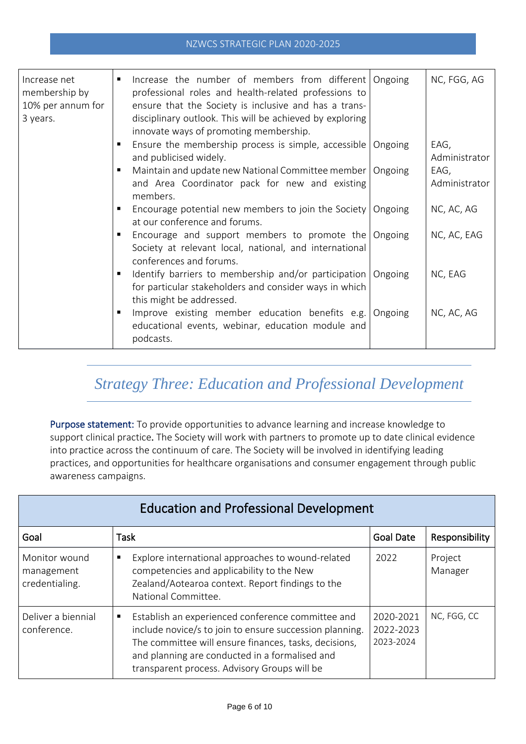| | | | |
|---|---|---|---|
| Increase net membership by 10% per annum for 3 years. | ▪ Increase the number of members from different professional roles and health-related professions to ensure that the Society is inclusive and has a trans-disciplinary outlook. This will be achieved by exploring innovate ways of promoting membership. | Ongoing | NC, FGG, AG |
| | ▪ Ensure the membership process is simple, accessible and publicised widely. | Ongoing | EAG, Administrator |
| | ▪ Maintain and update new National Committee member and Area Coordinator pack for new and existing members. | Ongoing | EAG, Administrator |
| | ▪ Encourage potential new members to join the Society at our conference and forums. | Ongoing | NC, AC, AG |
| | ▪ Encourage and support members to promote the Society at relevant local, national, and international conferences and forums. | Ongoing | NC, AC, EAG |
| | ▪ Identify barriers to membership and/or participation for particular stakeholders and consider ways in which this might be addressed. | Ongoing | NC, EAG |
| | ▪ Improve existing member education benefits e.g. educational events, webinar, education module and podcasts. | Ongoing | NC, AC, AG |

## *Strategy Three: Education and Professional Development*

**Purpose statement:** To provide opportunities to advance learning and increase knowledge to support clinical practice**.** The Society will work with partners to promote up to date clinical evidence into practice across the continuum of care. The Society will be involved in identifying leading practices, and opportunities for healthcare organisations and consumer engagement through public awareness campaigns.

| Education and Professional Development | | | |
|---|---|---|---|
| **Goal** | **Task** | **Goal Date** | **Responsibility** |
| Monitor wound management credentialing. | ▪ Explore international approaches to wound-related competencies and applicability to the New Zealand/Aotearoa context. Report findings to the National Committee. | 2022 | Project Manager |
| Deliver a biennial conference. | ▪ Establish an experienced conference committee and include novice/s to join to ensure succession planning. The committee will ensure finances, tasks, decisions, and planning are conducted in a formalised and transparent process. Advisory Groups will be | 2020-2021<br>2022-2023<br>2023-2024 | NC, FGG, CC |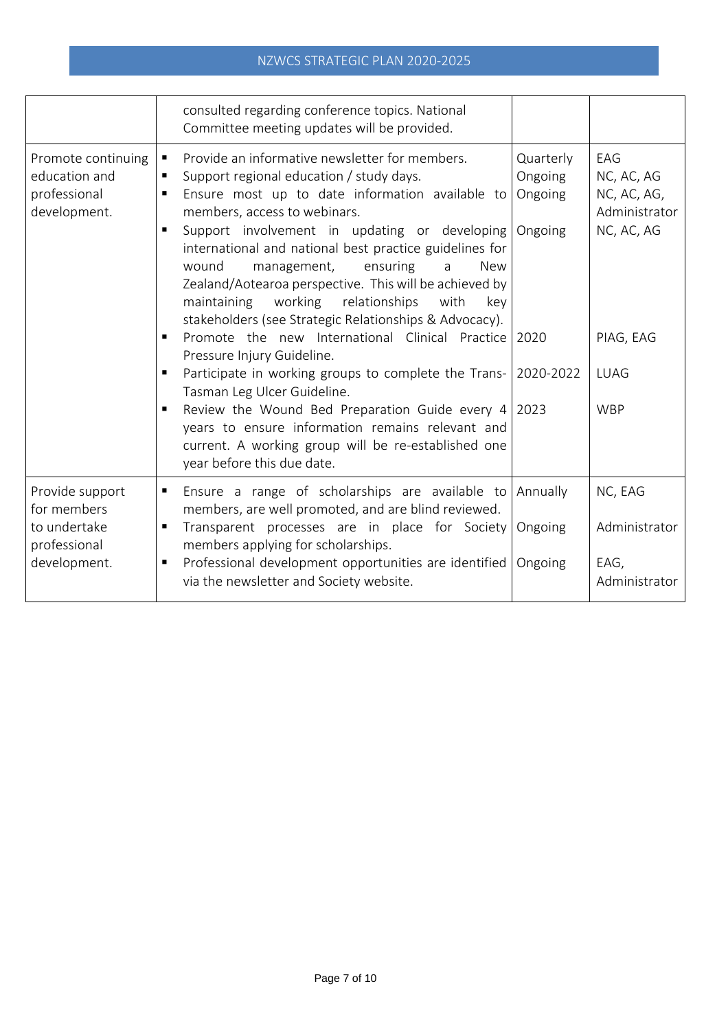| | | | |
|---|---|---|---|
| | consulted regarding conference topics. National Committee meeting updates will be provided. | | |
| Promote continuing education and professional development. | ▪ Provide an informative newsletter for members.<br>▪ Support regional education / study days.<br>▪ Ensure most up to date information available to members, access to webinars.<br>▪ Support involvement in updating or developing international and national best practice guidelines for wound management, ensuring a New Zealand/Aotearoa perspective. This will be achieved by maintaining working relationships with key stakeholders (see Strategic Relationships & Advocacy).<br>▪ Promote the new International Clinical Practice Pressure Injury Guideline.<br>▪ Participate in working groups to complete the Trans-Tasman Leg Ulcer Guideline.<br>▪ Review the Wound Bed Preparation Guide every 4 years to ensure information remains relevant and current. A working group will be re-established one year before this due date. | Quarterly<br>Ongoing<br>Ongoing<br><br>Ongoing<br><br><br><br><br>2020<br><br>2020-2022<br><br>2023 | EAG<br>NC, AC, AG<br>NC, AC, AG, Administrator<br>NC, AC, AG<br><br><br><br><br>PIAG, EAG<br><br>LUAG<br><br>WBP |
| Provide support for members to undertake professional development. | ▪ Ensure a range of scholarships are available to members, are well promoted, and are blind reviewed.<br>▪ Transparent processes are in place for Society members applying for scholarships.<br>▪ Professional development opportunities are identified via the newsletter and Society website. | Annually<br><br>Ongoing<br><br>Ongoing | NC, EAG<br><br>Administrator<br><br>EAG, Administrator |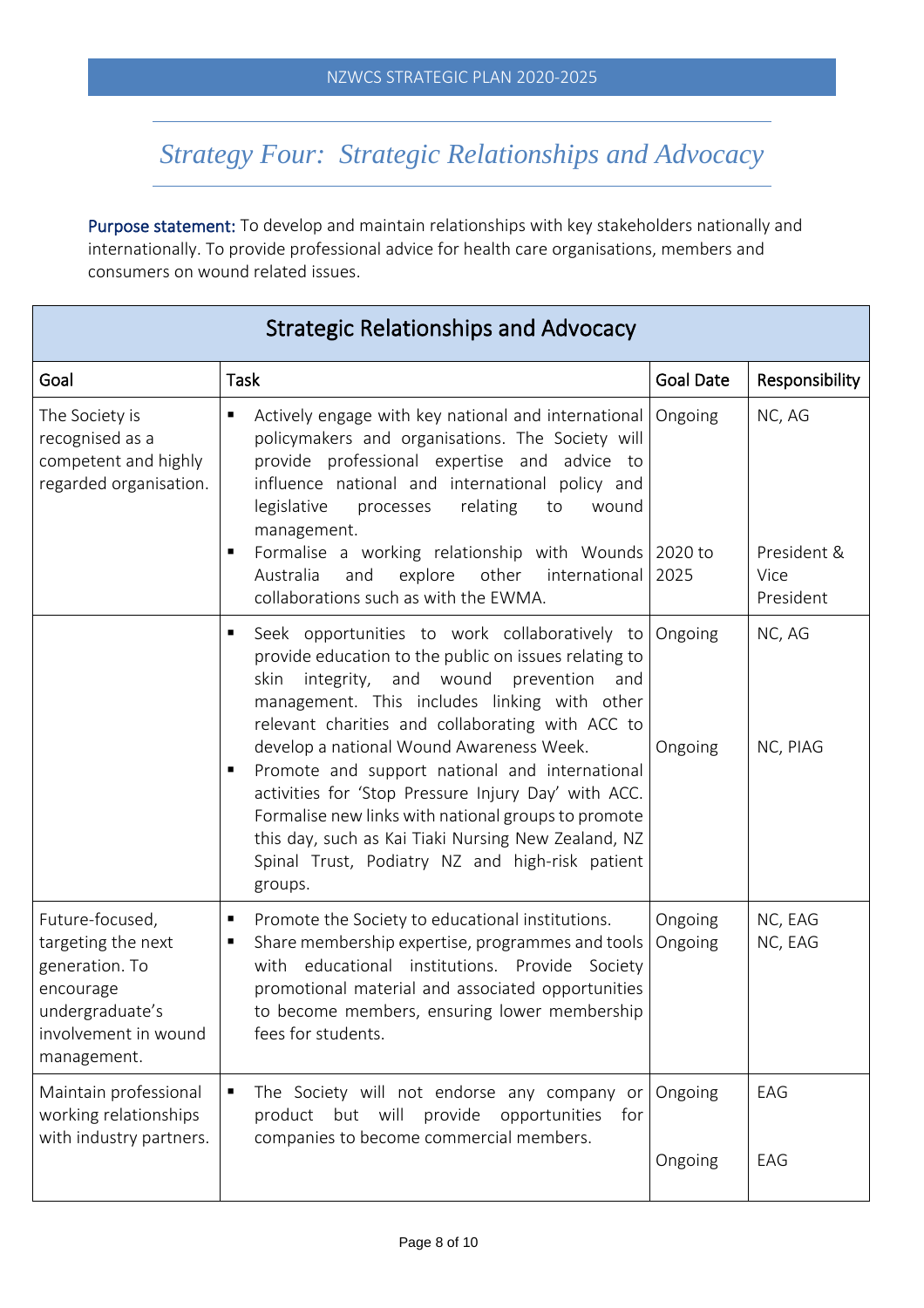## *Strategy Four: Strategic Relationships and Advocacy*

**Purpose statement:** To develop and maintain relationships with key stakeholders nationally and internationally. To provide professional advice for health care organisations, members and consumers on wound related issues.

| Strategic Relationships and Advocacy | | | |
|---|---|---|---|
| **Goal** | **Task** | **Goal Date** | **Responsibility** |
| The Society is recognised as a competent and highly regarded organisation. | ▪ Actively engage with key national and international policymakers and organisations. The Society will provide professional expertise and advice to influence national and international policy and legislative processes relating to wound management.<br>▪ Formalise a working relationship with Wounds Australia and explore other international collaborations such as with the EWMA. | Ongoing<br><br>2020 to 2025 | NC, AG<br><br>President & Vice President |
| | ▪ Seek opportunities to work collaboratively to provide education to the public on issues relating to skin integrity, and wound prevention and management. This includes linking with other relevant charities and collaborating with ACC to develop a national Wound Awareness Week.<br>▪ Promote and support national and international activities for 'Stop Pressure Injury Day' with ACC. Formalise new links with national groups to promote this day, such as Kai Tiaki Nursing New Zealand, NZ Spinal Trust, Podiatry NZ and high-risk patient groups. | Ongoing<br><br>Ongoing | NC, AG<br><br>NC, PIAG |
| Future-focused, targeting the next generation. To encourage undergraduate's involvement in wound management. | ▪ Promote the Society to educational institutions.<br>▪ Share membership expertise, programmes and tools with educational institutions. Provide Society promotional material and associated opportunities to become members, ensuring lower membership fees for students. | Ongoing<br>Ongoing | NC, EAG<br>NC, EAG |
| Maintain professional working relationships with industry partners. | ▪ The Society will not endorse any company or product but will provide opportunities for companies to become commercial members. | Ongoing<br><br>Ongoing | EAG<br><br>EAG |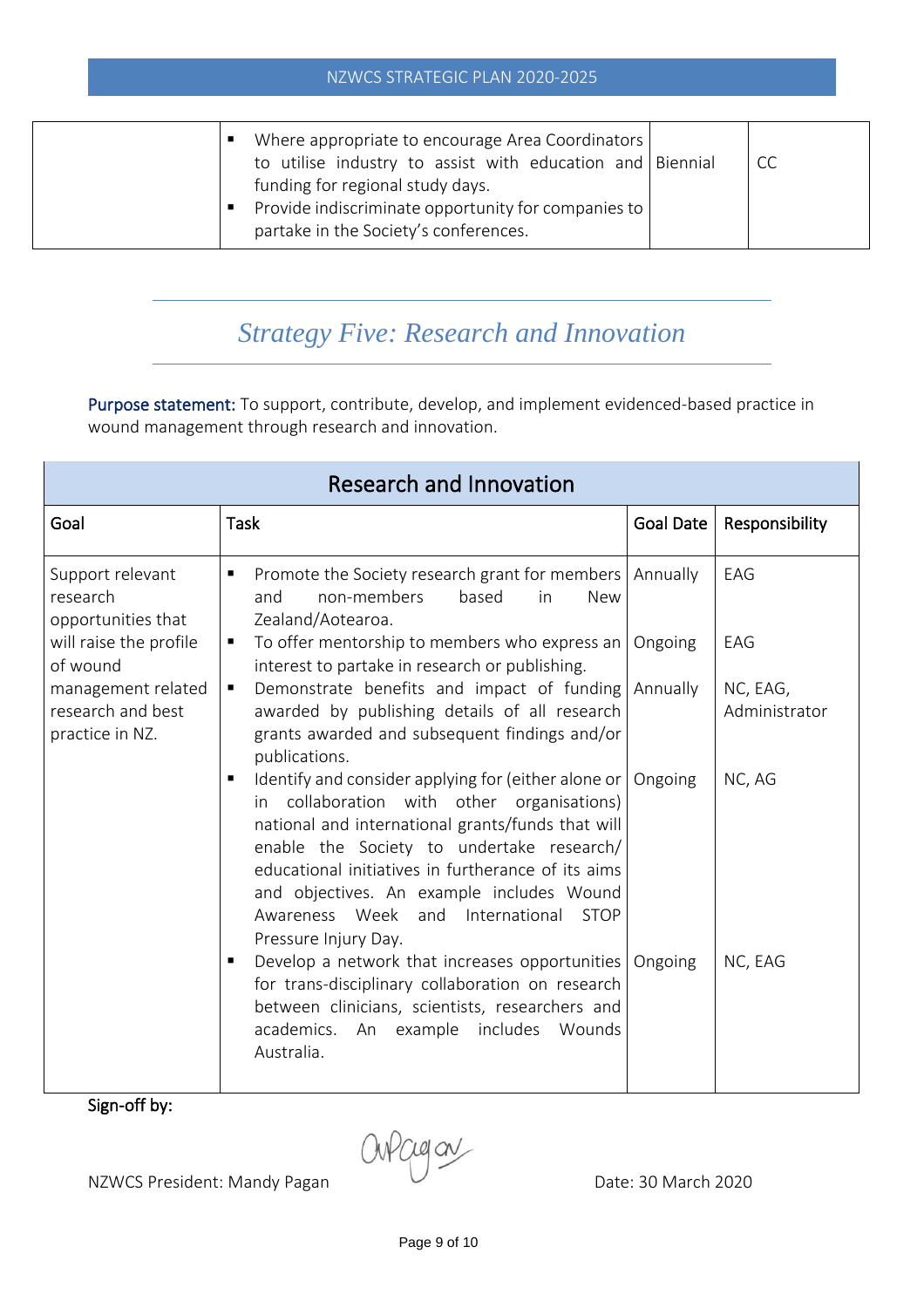| | Task | Goal Date | Responsibility |
|---|---|---|---|
| | ▪ Where appropriate to encourage Area Coordinators to utilise industry to assist with education and funding for regional study days.<br>▪ Provide indiscriminate opportunity for companies to partake in the Society's conferences. | Biennial | CC |

## *Strategy Five: Research and Innovation*

**Purpose statement:** To support, contribute, develop, and implement evidenced-based practice in wound management through research and innovation.

| Research and Innovation | | | |
|---|---|---|---|
| **Goal** | **Task** | **Goal Date** | **Responsibility** |
| Support relevant research opportunities that will raise the profile of wound management related research and best practice in NZ. | ▪ Promote the Society research grant for members and non-members based in New Zealand/Aotearoa. | Annually | EAG |
| | ▪ To offer mentorship to members who express an interest to partake in research or publishing. | Ongoing | EAG |
| | ▪ Demonstrate benefits and impact of funding awarded by publishing details of all research grants awarded and subsequent findings and/or publications. | Annually | NC, EAG, Administrator |
| | ▪ Identify and consider applying for (either alone or in collaboration with other organisations) national and international grants/funds that will enable the Society to undertake research/ educational initiatives in furtherance of its aims and objectives. An example includes Wound Awareness Week and International STOP Pressure Injury Day. | Ongoing | NC, AG |
| | ▪ Develop a network that increases opportunities for trans-disciplinary collaboration on research between clinicians, scientists, researchers and academics. An example includes Wounds Australia. | Ongoing | NC, EAG |

**Sign-off by:**

NZWCS President: Mandy Pagan

Date: 30 March 2020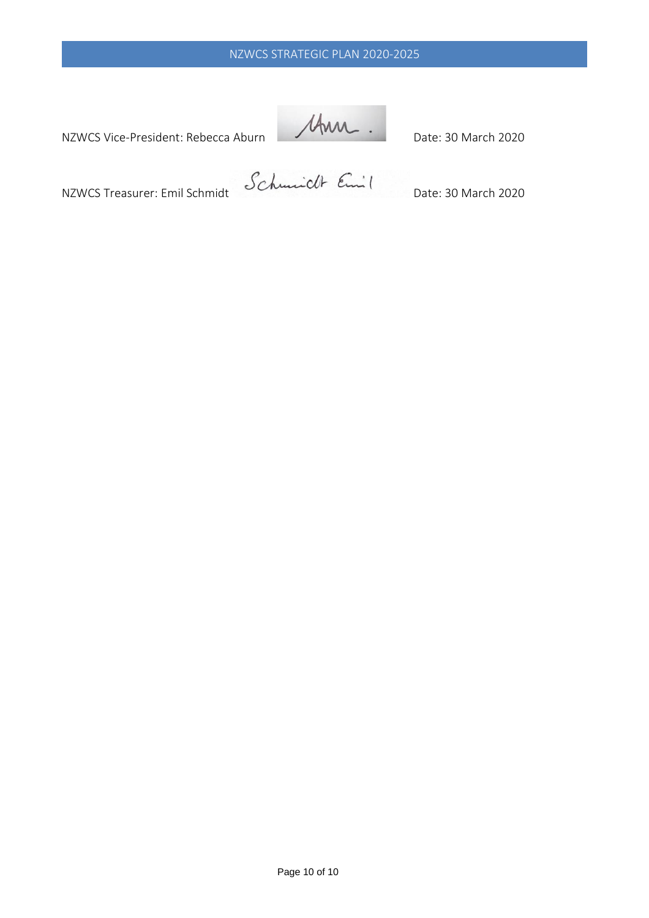NZWCS Vice-President: Rebecca Aburn Date: 30 March 2020

NZWCS Treasurer: Emil Schmidt Date: 30 March 2020